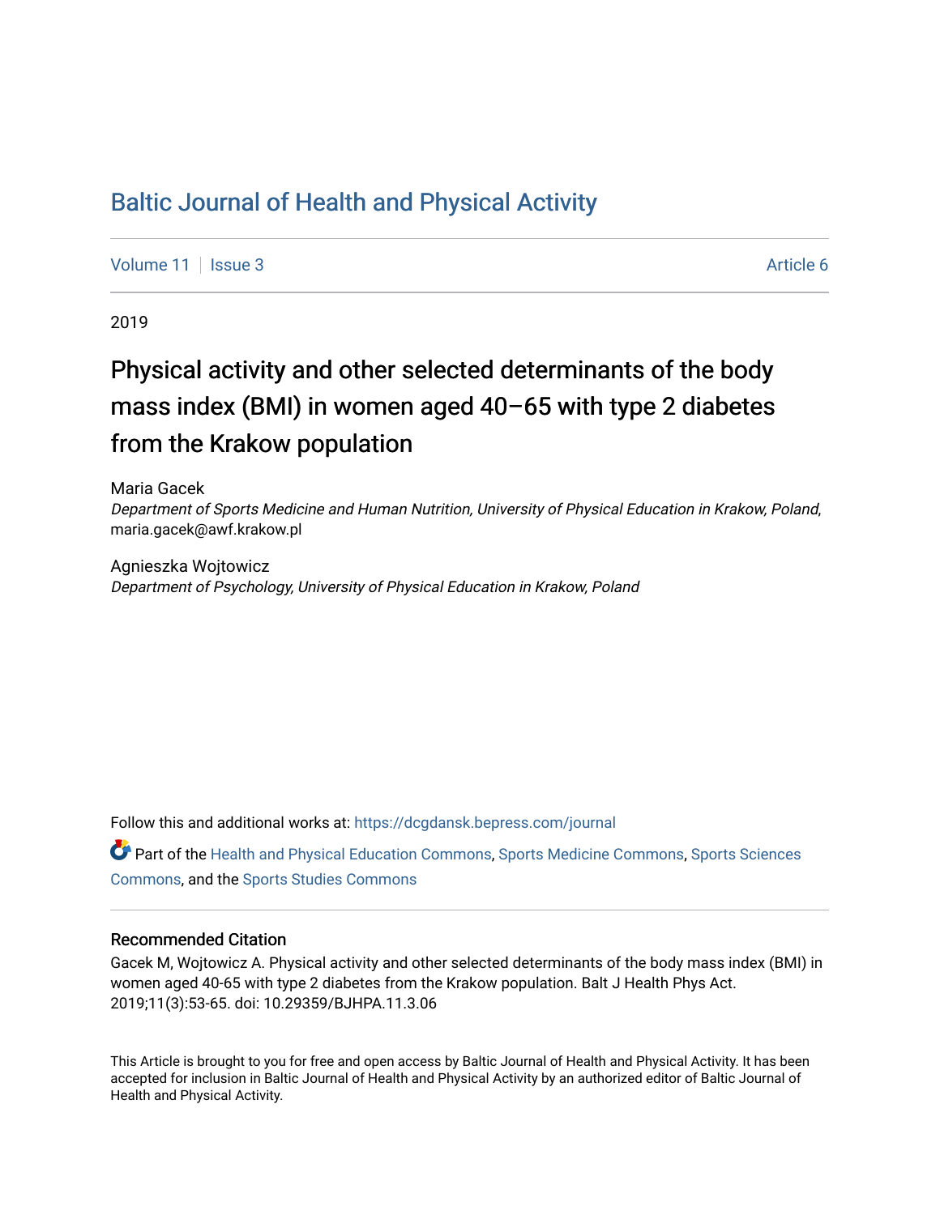# Baltic Journal of Health and Physical Activity

Volume 11 | Issue 3 | Article 6

2019

## Physical activity and other selected determinants of the body mass index (BMI) in women aged 40–65 with type 2 diabetes from the Krakow population

Maria Gacek
*Department of Sports Medicine and Human Nutrition, University of Physical Education in Krakow, Poland*, maria.gacek@awf.krakow.pl

Agnieszka Wojtowicz
*Department of Psychology, University of Physical Education in Krakow, Poland*

Follow this and additional works at: https://dcgdansk.bepress.com/journal

Part of the Health and Physical Education Commons, Sports Medicine Commons, Sports Sciences Commons, and the Sports Studies Commons

### Recommended Citation

Gacek M, Wojtowicz A. Physical activity and other selected determinants of the body mass index (BMI) in women aged 40-65 with type 2 diabetes from the Krakow population. Balt J Health Phys Act. 2019;11(3):53-65. doi: 10.29359/BJHPA.11.3.06

This Article is brought to you for free and open access by Baltic Journal of Health and Physical Activity. It has been accepted for inclusion in Baltic Journal of Health and Physical Activity by an authorized editor of Baltic Journal of Health and Physical Activity.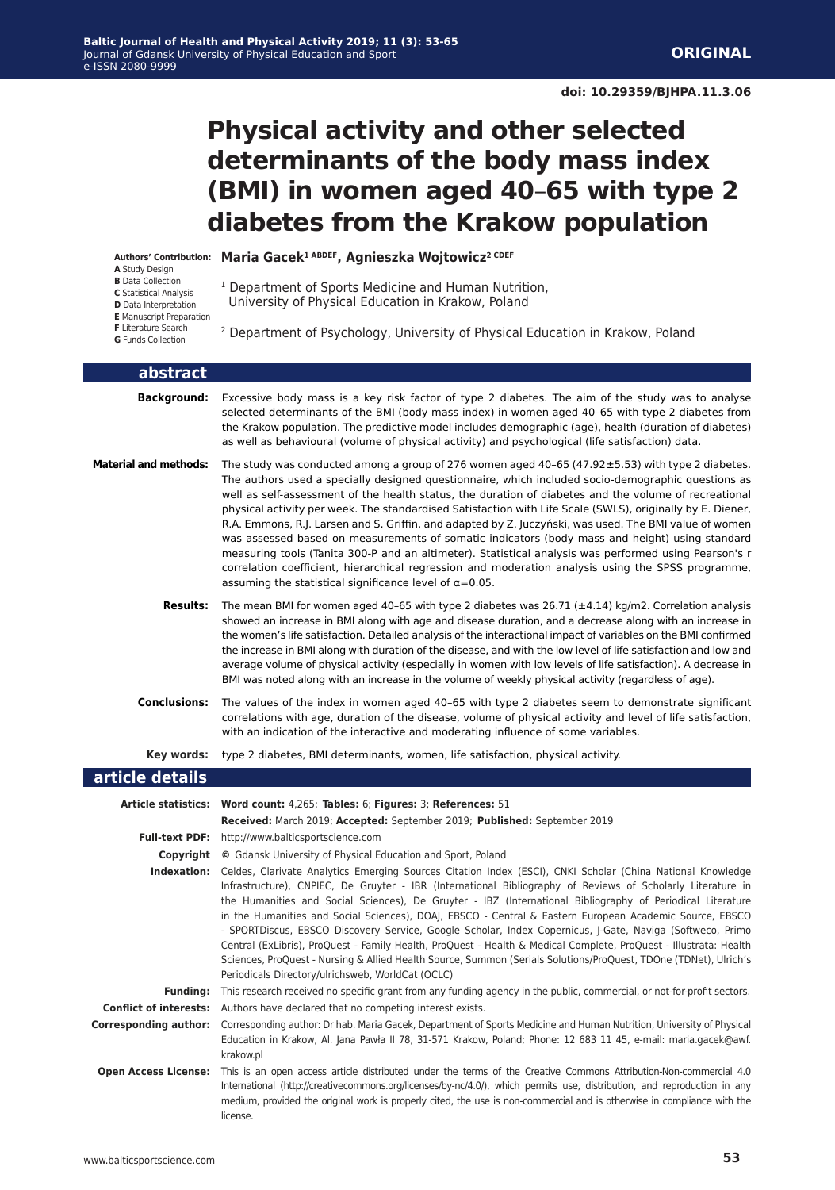**ORIGINAL**

doi: 10.29359/BJHPA.11.3.06

# Physical activity and other selected determinants of the body mass index (BMI) in women aged 40–65 with type 2 diabetes from the Krakow population

**Authors' Contribution:**
**A** Study Design
**B** Data Collection
**C** Statistical Analysis
**D** Data Interpretation
**E** Manuscript Preparation
**F** Literature Search
**G** Funds Collection

**Maria Gacek[1 ABDEF], Agnieszka Wojtowicz[2 CDEF]**

[1] Department of Sports Medicine and Human Nutrition, University of Physical Education in Krakow, Poland

[2] Department of Psychology, University of Physical Education in Krakow, Poland

## abstract

**Background:** Excessive body mass is a key risk factor of type 2 diabetes. The aim of the study was to analyse selected determinants of the BMI (body mass index) in women aged 40–65 with type 2 diabetes from the Krakow population. The predictive model includes demographic (age), health (duration of diabetes) as well as behavioural (volume of physical activity) and psychological (life satisfaction) data.

**Material and methods:** The study was conducted among a group of 276 women aged 40–65 (47.92±5.53) with type 2 diabetes. The authors used a specially designed questionnaire, which included socio-demographic questions as well as self-assessment of the health status, the duration of diabetes and the volume of recreational physical activity per week. The standardised Satisfaction with Life Scale (SWLS), originally by E. Diener, R.A. Emmons, R.J. Larsen and S. Griffin, and adapted by Z. Juczyński, was used. The BMI value of women was assessed based on measurements of somatic indicators (body mass and height) using standard measuring tools (Tanita 300-P and an altimeter). Statistical analysis was performed using Pearson's r correlation coefficient, hierarchical regression and moderation analysis using the SPSS programme, assuming the statistical significance level of α=0.05.

**Results:** The mean BMI for women aged 40–65 with type 2 diabetes was 26.71 (±4.14) kg/m2. Correlation analysis showed an increase in BMI along with age and disease duration, and a decrease along with an increase in the women's life satisfaction. Detailed analysis of the interactional impact of variables on the BMI confirmed the increase in BMI along with duration of the disease, and with the low level of life satisfaction and low and average volume of physical activity (especially in women with low levels of life satisfaction). A decrease in BMI was noted along with an increase in the volume of weekly physical activity (regardless of age).

**Conclusions:** The values of the index in women aged 40–65 with type 2 diabetes seem to demonstrate significant correlations with age, duration of the disease, volume of physical activity and level of life satisfaction, with an indication of the interactive and moderating influence of some variables.

**Key words:** type 2 diabetes, BMI determinants, women, life satisfaction, physical activity.

## article details

**Article statistics:** **Word count:** 4,265; **Tables:** 6; **Figures:** 3; **References:** 51
**Received:** March 2019; **Accepted:** September 2019; **Published:** September 2019

**Full-text PDF:** http://www.balticsportscience.com

**Copyright** © Gdansk University of Physical Education and Sport, Poland

**Indexation:** Celdes, Clarivate Analytics Emerging Sources Citation Index (ESCI), CNKI Scholar (China National Knowledge Infrastructure), CNPIEC, De Gruyter - IBR (International Bibliography of Reviews of Scholarly Literature in the Humanities and Social Sciences), De Gruyter - IBZ (International Bibliography of Periodical Literature in the Humanities and Social Sciences), DOAJ, EBSCO - Central & Eastern European Academic Source, EBSCO - SPORTDiscus, EBSCO Discovery Service, Google Scholar, Index Copernicus, J-Gate, Naviga (Softweco, Primo Central (ExLibris), ProQuest - Family Health, ProQuest - Health & Medical Complete, ProQuest - Illustrata: Health Sciences, ProQuest - Nursing & Allied Health Source, Summon (Serials Solutions/ProQuest, TDOne (TDNet), Ulrich's Periodicals Directory/ulrichsweb, WorldCat (OCLC)

**Funding:** This research received no specific grant from any funding agency in the public, commercial, or not-for-profit sectors.

**Conflict of interests:** Authors have declared that no competing interest exists.

**Corresponding author:** Corresponding author: Dr hab. Maria Gacek, Department of Sports Medicine and Human Nutrition, University of Physical Education in Krakow, Al. Jana Pawła II 78, 31-571 Krakow, Poland; Phone: 12 683 11 45, e-mail: maria.gacek@awf.krakow.pl

**Open Access License:** This is an open access article distributed under the terms of the Creative Commons Attribution-Non-commercial 4.0 International (http://creativecommons.org/licenses/by-nc/4.0/), which permits use, distribution, and reproduction in any medium, provided the original work is properly cited, the use is non-commercial and is otherwise in compliance with the license.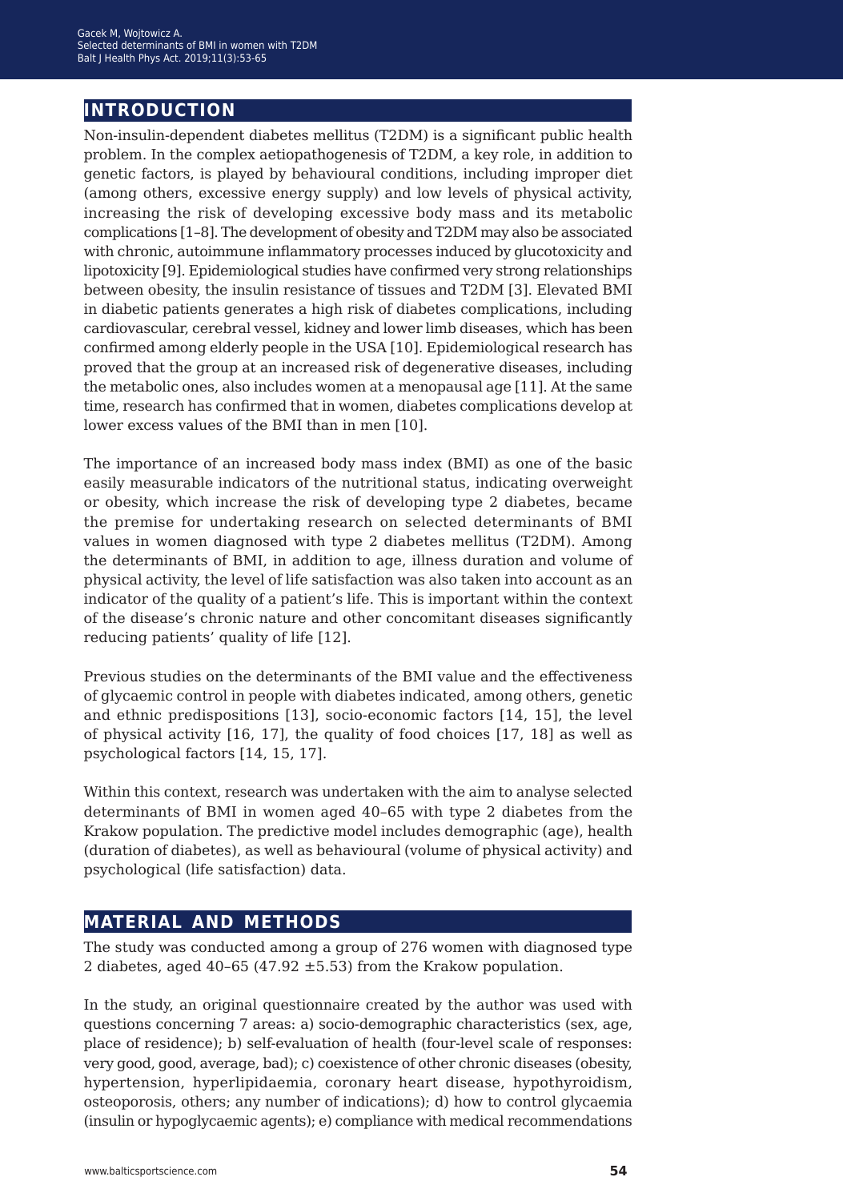## INTRODUCTION

Non-insulin-dependent diabetes mellitus (T2DM) is a significant public health problem. In the complex aetiopathogenesis of T2DM, a key role, in addition to genetic factors, is played by behavioural conditions, including improper diet (among others, excessive energy supply) and low levels of physical activity, increasing the risk of developing excessive body mass and its metabolic complications [1–8]. The development of obesity and T2DM may also be associated with chronic, autoimmune inflammatory processes induced by glucotoxicity and lipotoxicity [9]. Epidemiological studies have confirmed very strong relationships between obesity, the insulin resistance of tissues and T2DM [3]. Elevated BMI in diabetic patients generates a high risk of diabetes complications, including cardiovascular, cerebral vessel, kidney and lower limb diseases, which has been confirmed among elderly people in the USA [10]. Epidemiological research has proved that the group at an increased risk of degenerative diseases, including the metabolic ones, also includes women at a menopausal age [11]. At the same time, research has confirmed that in women, diabetes complications develop at lower excess values of the BMI than in men [10].

The importance of an increased body mass index (BMI) as one of the basic easily measurable indicators of the nutritional status, indicating overweight or obesity, which increase the risk of developing type 2 diabetes, became the premise for undertaking research on selected determinants of BMI values in women diagnosed with type 2 diabetes mellitus (T2DM). Among the determinants of BMI, in addition to age, illness duration and volume of physical activity, the level of life satisfaction was also taken into account as an indicator of the quality of a patient's life. This is important within the context of the disease's chronic nature and other concomitant diseases significantly reducing patients' quality of life [12].

Previous studies on the determinants of the BMI value and the effectiveness of glycaemic control in people with diabetes indicated, among others, genetic and ethnic predispositions [13], socio-economic factors [14, 15], the level of physical activity [16, 17], the quality of food choices [17, 18] as well as psychological factors [14, 15, 17].

Within this context, research was undertaken with the aim to analyse selected determinants of BMI in women aged 40–65 with type 2 diabetes from the Krakow population. The predictive model includes demographic (age), health (duration of diabetes), as well as behavioural (volume of physical activity) and psychological (life satisfaction) data.

## MATERIAL AND METHODS

The study was conducted among a group of 276 women with diagnosed type 2 diabetes, aged 40–65 (47.92 ±5.53) from the Krakow population.

In the study, an original questionnaire created by the author was used with questions concerning 7 areas: a) socio-demographic characteristics (sex, age, place of residence); b) self-evaluation of health (four-level scale of responses: very good, good, average, bad); c) coexistence of other chronic diseases (obesity, hypertension, hyperlipidaemia, coronary heart disease, hypothyroidism, osteoporosis, others; any number of indications); d) how to control glycaemia (insulin or hypoglycaemic agents); e) compliance with medical recommendations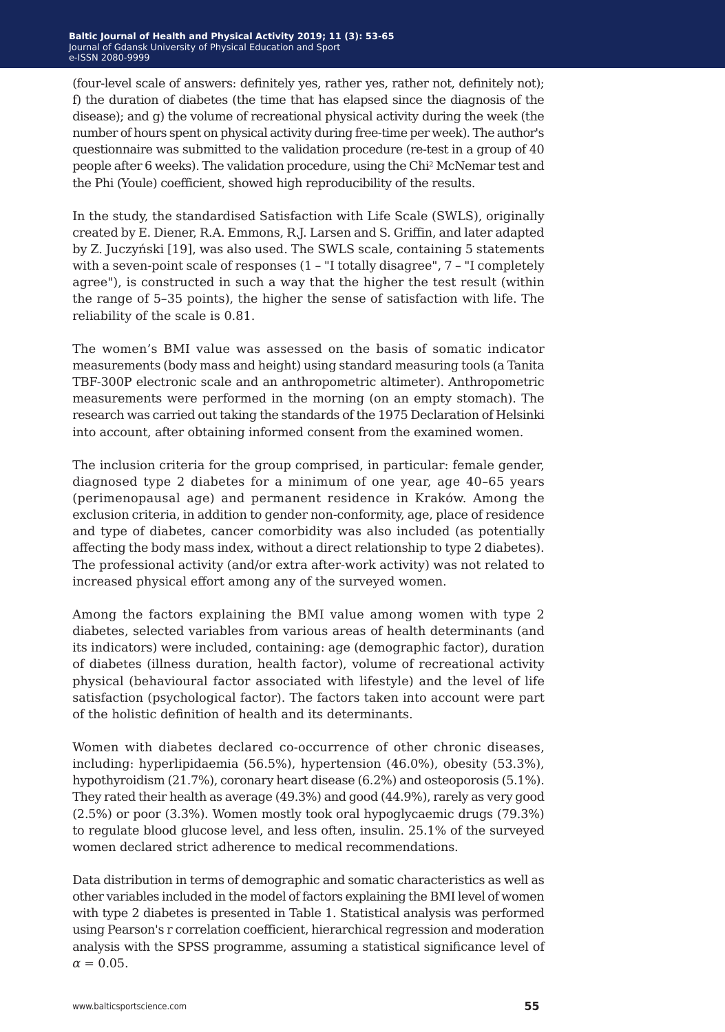(four-level scale of answers: definitely yes, rather yes, rather not, definitely not); f) the duration of diabetes (the time that has elapsed since the diagnosis of the disease); and g) the volume of recreational physical activity during the week (the number of hours spent on physical activity during free-time per week). The author's questionnaire was submitted to the validation procedure (re-test in a group of 40 people after 6 weeks). The validation procedure, using the $Chi^2$ McNemar test and the Phi (Youle) coefficient, showed high reproducibility of the results.

In the study, the standardised Satisfaction with Life Scale (SWLS), originally created by E. Diener, R.A. Emmons, R.J. Larsen and S. Griffin, and later adapted by Z. Juczyński [19], was also used. The SWLS scale, containing 5 statements with a seven-point scale of responses (1 – "I totally disagree", 7 – "I completely agree"), is constructed in such a way that the higher the test result (within the range of 5–35 points), the higher the sense of satisfaction with life. The reliability of the scale is 0.81.

The women's BMI value was assessed on the basis of somatic indicator measurements (body mass and height) using standard measuring tools (a Tanita TBF-300P electronic scale and an anthropometric altimeter). Anthropometric measurements were performed in the morning (on an empty stomach). The research was carried out taking the standards of the 1975 Declaration of Helsinki into account, after obtaining informed consent from the examined women.

The inclusion criteria for the group comprised, in particular: female gender, diagnosed type 2 diabetes for a minimum of one year, age 40–65 years (perimenopausal age) and permanent residence in Kraków. Among the exclusion criteria, in addition to gender non-conformity, age, place of residence and type of diabetes, cancer comorbidity was also included (as potentially affecting the body mass index, without a direct relationship to type 2 diabetes). The professional activity (and/or extra after-work activity) was not related to increased physical effort among any of the surveyed women.

Among the factors explaining the BMI value among women with type 2 diabetes, selected variables from various areas of health determinants (and its indicators) were included, containing: age (demographic factor), duration of diabetes (illness duration, health factor), volume of recreational activity physical (behavioural factor associated with lifestyle) and the level of life satisfaction (psychological factor). The factors taken into account were part of the holistic definition of health and its determinants.

Women with diabetes declared co-occurrence of other chronic diseases, including: hyperlipidaemia (56.5%), hypertension (46.0%), obesity (53.3%), hypothyroidism (21.7%), coronary heart disease (6.2%) and osteoporosis (5.1%). They rated their health as average (49.3%) and good (44.9%), rarely as very good (2.5%) or poor (3.3%). Women mostly took oral hypoglycaemic drugs (79.3%) to regulate blood glucose level, and less often, insulin. 25.1% of the surveyed women declared strict adherence to medical recommendations.

Data distribution in terms of demographic and somatic characteristics as well as other variables included in the model of factors explaining the BMI level of women with type 2 diabetes is presented in Table 1. Statistical analysis was performed using Pearson's r correlation coefficient, hierarchical regression and moderation analysis with the SPSS programme, assuming a statistical significance level of $\alpha = 0.05$.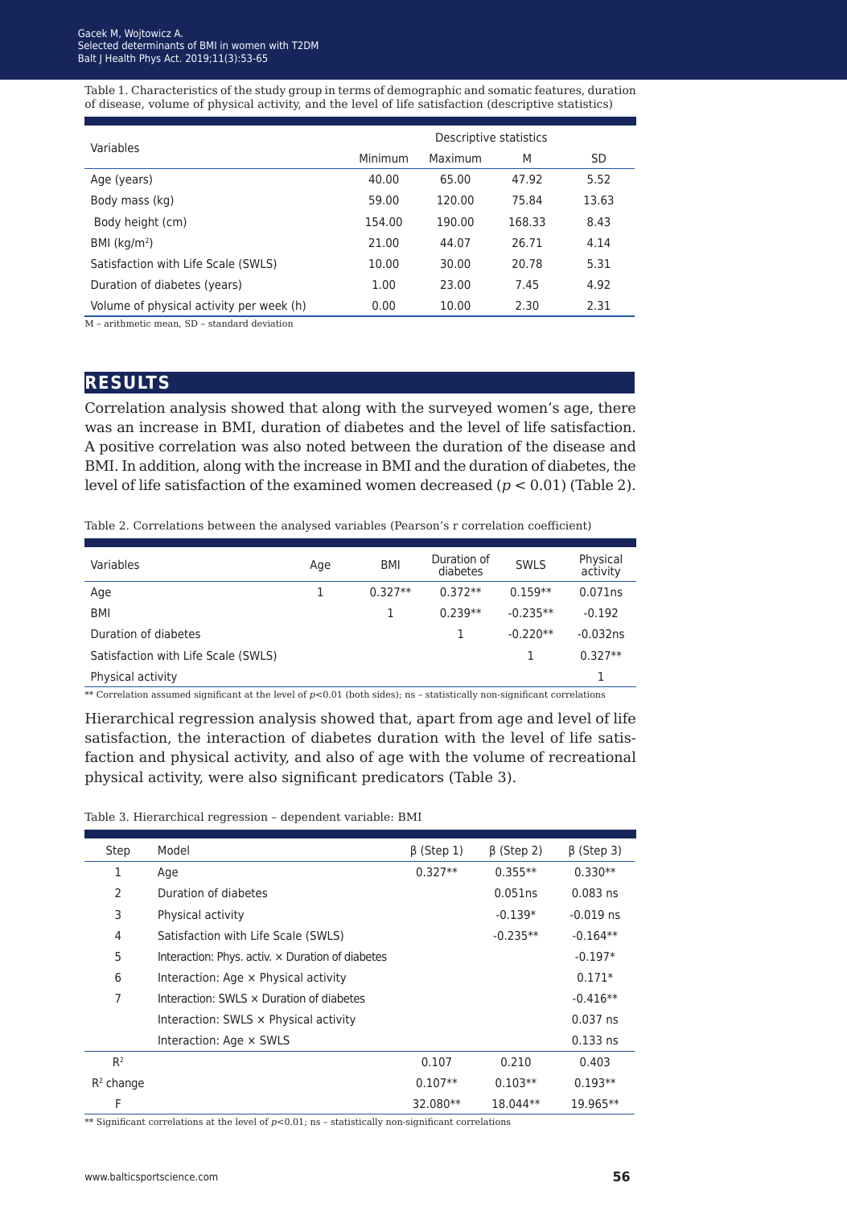Table 1. Characteristics of the study group in terms of demographic and somatic features, duration of disease, volume of physical activity, and the level of life satisfaction (descriptive statistics)

| Variables | Descriptive statistics | | | |
|---|---|---|---|---|
| | Minimum | Maximum | M | SD |
| Age (years) | 40.00 | 65.00 | 47.92 | 5.52 |
| Body mass (kg) | 59.00 | 120.00 | 75.84 | 13.63 |
| Body height (cm) | 154.00 | 190.00 | 168.33 | 8.43 |
| BMI (kg/m$^2$) | 21.00 | 44.07 | 26.71 | 4.14 |
| Satisfaction with Life Scale (SWLS) | 10.00 | 30.00 | 20.78 | 5.31 |
| Duration of diabetes (years) | 1.00 | 23.00 | 7.45 | 4.92 |
| Volume of physical activity per week (h) | 0.00 | 10.00 | 2.30 | 2.31 |

M – arithmetic mean, SD – standard deviation

## RESULTS

Correlation analysis showed that along with the surveyed women's age, there was an increase in BMI, duration of diabetes and the level of life satisfaction. A positive correlation was also noted between the duration of the disease and BMI. In addition, along with the increase in BMI and the duration of diabetes, the level of life satisfaction of the examined women decreased ($p < 0.01$) (Table 2).

Table 2. Correlations between the analysed variables (Pearson's r correlation coefficient)

| Variables | Age | BMI | Duration of diabetes | SWLS | Physical activity |
|---|---|---|---|---|---|
| Age | 1 | 0.327** | 0.372** | 0.159** | 0.071ns |
| BMI | | 1 | 0.239** | -0.235** | -0.192 |
| Duration of diabetes | | | 1 | -0.220** | -0.032ns |
| Satisfaction with Life Scale (SWLS) | | | | 1 | 0.327** |
| Physical activity | | | | | 1 |

** Correlation assumed significant at the level of $p<0.01$ (both sides); ns – statistically non-significant correlations

Hierarchical regression analysis showed that, apart from age and level of life satisfaction, the interaction of diabetes duration with the level of life satisfaction and physical activity, and also of age with the volume of recreational physical activity, were also significant predicators (Table 3).

Table 3. Hierarchical regression – dependent variable: BMI

| Step | Model | β (Step 1) | β (Step 2) | β (Step 3) |
|---|---|---|---|---|
| 1 | Age | 0.327** | 0.355** | 0.330** |
| 2 | Duration of diabetes | | 0.051ns | 0.083 ns |
| 3 | Physical activity | | -0.139* | -0.019 ns |
| 4 | Satisfaction with Life Scale (SWLS) | | -0.235** | -0.164** |
| 5 | Interaction: Phys. activ. × Duration of diabetes | | | -0.197* |
| 6 | Interaction: Age × Physical activity | | | 0.171* |
| 7 | Interaction: SWLS × Duration of diabetes | | | -0.416** |
| | Interaction: SWLS × Physical activity | | | 0.037 ns |
| | Interaction: Age × SWLS | | | 0.133 ns |
| $R^2$ | | 0.107 | 0.210 | 0.403 |
| $R^2$ change | | 0.107** | 0.103** | 0.193** |
| F | | 32.080** | 18.044** | 19.965** |

** Significant correlations at the level of $p<0.01$; ns – statistically non-significant correlations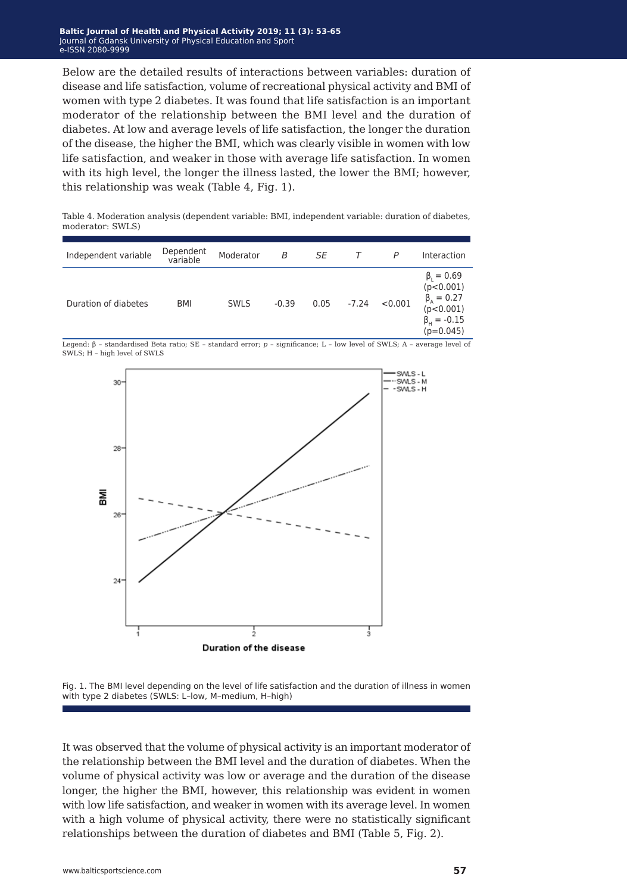Below are the detailed results of interactions between variables: duration of disease and life satisfaction, volume of recreational physical activity and BMI of women with type 2 diabetes. It was found that life satisfaction is an important moderator of the relationship between the BMI level and the duration of diabetes. At low and average levels of life satisfaction, the longer the duration of the disease, the higher the BMI, which was clearly visible in women with low life satisfaction, and weaker in those with average life satisfaction. In women with its high level, the longer the illness lasted, the lower the BMI; however, this relationship was weak (Table 4, Fig. 1).

Table 4. Moderation analysis (dependent variable: BMI, independent variable: duration of diabetes, moderator: SWLS)

| Independent variable | Dependent variable | Moderator | *B* | *SE* | *T* | *P* | Interaction |
|---|---|---|---|---|---|---|---|
| Duration of diabetes | BMI | SWLS | -0.39 | 0.05 | -7.24 | <0.001 | $\beta_L$ = 0.69 (p<0.001) $\beta_A$ = 0.27 (p<0.001) $\beta_H$ = -0.15 (p=0.045) |

Legend: β – standardised Beta ratio; SE – standard error; *p* – significance; L – low level of SWLS; A – average level of SWLS; H – high level of SWLS

Fig. 1. The BMI level depending on the level of life satisfaction and the duration of illness in women with type 2 diabetes (SWLS: L–low, M–medium, H–high)

It was observed that the volume of physical activity is an important moderator of the relationship between the BMI level and the duration of diabetes. When the volume of physical activity was low or average and the duration of the disease longer, the higher the BMI, however, this relationship was evident in women with low life satisfaction, and weaker in women with its average level. In women with a high volume of physical activity, there were no statistically significant relationships between the duration of diabetes and BMI (Table 5, Fig. 2).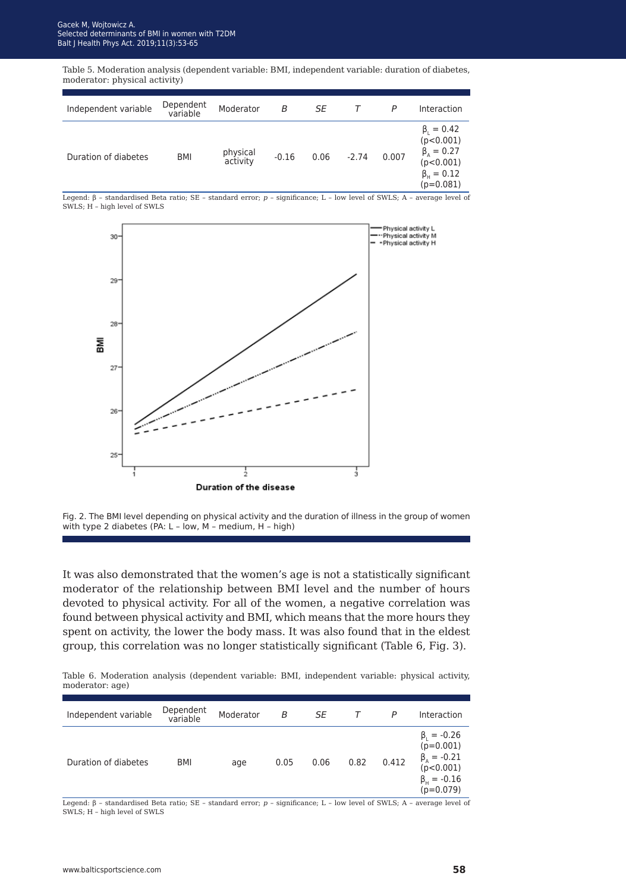Table 5. Moderation analysis (dependent variable: BMI, independent variable: duration of diabetes, moderator: physical activity)

| Independent variable | Dependent variable | Moderator | *B* | *SE* | *T* | *P* | Interaction |
|---|---|---|---|---|---|---|---|
| Duration of diabetes | BMI | physical activity | -0.16 | 0.06 | -2.74 | 0.007 | $\beta_L$ = 0.42 (p<0.001) $\beta_A$ = 0.27 (p<0.001) $\beta_H$ = 0.12 (p=0.081) |

Legend: β – standardised Beta ratio; SE – standard error; *p* – significance; L – low level of SWLS; A – average level of SWLS; H – high level of SWLS

Fig. 2. The BMI level depending on physical activity and the duration of illness in the group of women with type 2 diabetes (PA: L – low, M – medium, H – high)

It was also demonstrated that the women's age is not a statistically significant moderator of the relationship between BMI level and the number of hours devoted to physical activity. For all of the women, a negative correlation was found between physical activity and BMI, which means that the more hours they spent on activity, the lower the body mass. It was also found that in the eldest group, this correlation was no longer statistically significant (Table 6, Fig. 3).

Table 6. Moderation analysis (dependent variable: BMI, independent variable: physical activity, moderator: age)

| Independent variable | Dependent variable | Moderator | *B* | *SE* | *T* | *P* | Interaction |
|---|---|---|---|---|---|---|---|
| Duration of diabetes | BMI | age | 0.05 | 0.06 | 0.82 | 0.412 | $\beta_L$ = -0.26 (p=0.001) $\beta_A$ = -0.21 (p<0.001) $\beta_H$ = -0.16 (p=0.079) |

Legend: β – standardised Beta ratio; SE – standard error; *p* – significance; L – low level of SWLS; A – average level of SWLS; H – high level of SWLS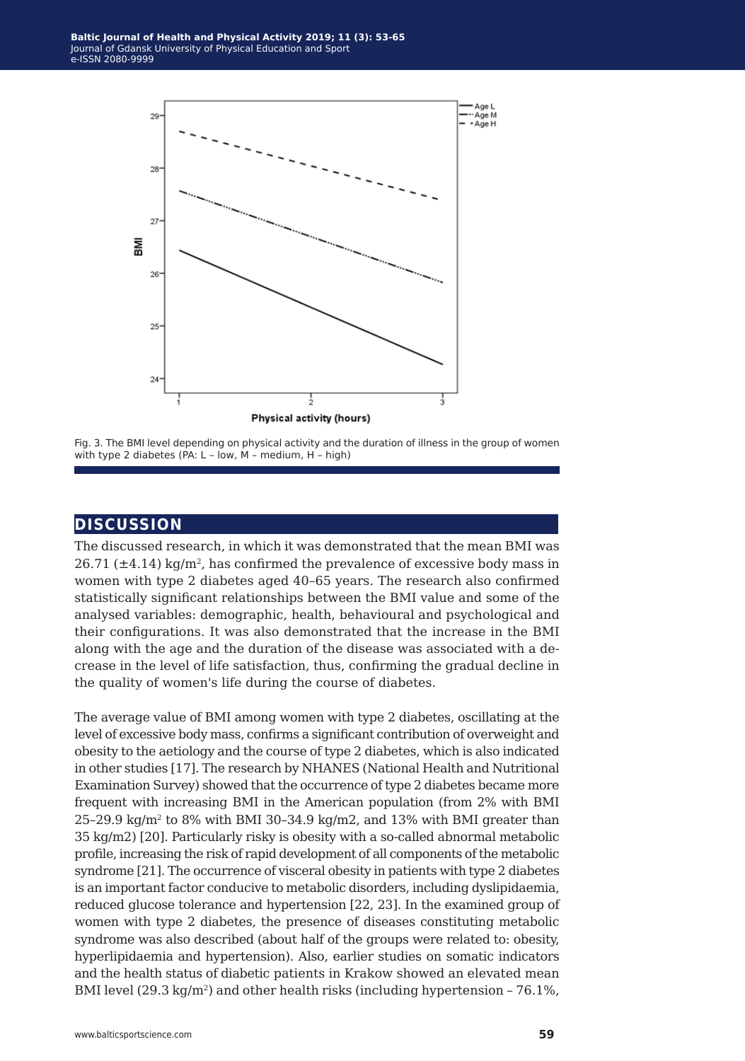Fig. 3. The BMI level depending on physical activity and the duration of illness in the group of women with type 2 diabetes (PA: L – low, M – medium, H – high)

## DISCUSSION

The discussed research, in which it was demonstrated that the mean BMI was 26.71 (±4.14) kg/m$^2$, has confirmed the prevalence of excessive body mass in women with type 2 diabetes aged 40–65 years. The research also confirmed statistically significant relationships between the BMI value and some of the analysed variables: demographic, health, behavioural and psychological and their configurations. It was also demonstrated that the increase in the BMI along with the age and the duration of the disease was associated with a decrease in the level of life satisfaction, thus, confirming the gradual decline in the quality of women's life during the course of diabetes.

The average value of BMI among women with type 2 diabetes, oscillating at the level of excessive body mass, confirms a significant contribution of overweight and obesity to the aetiology and the course of type 2 diabetes, which is also indicated in other studies [17]. The research by NHANES (National Health and Nutritional Examination Survey) showed that the occurrence of type 2 diabetes became more frequent with increasing BMI in the American population (from 2% with BMI 25–29.9 kg/m$^2$ to 8% with BMI 30–34.9 kg/m2, and 13% with BMI greater than 35 kg/m2) [20]. Particularly risky is obesity with a so-called abnormal metabolic profile, increasing the risk of rapid development of all components of the metabolic syndrome [21]. The occurrence of visceral obesity in patients with type 2 diabetes is an important factor conducive to metabolic disorders, including dyslipidaemia, reduced glucose tolerance and hypertension [22, 23]. In the examined group of women with type 2 diabetes, the presence of diseases constituting metabolic syndrome was also described (about half of the groups were related to: obesity, hyperlipidaemia and hypertension). Also, earlier studies on somatic indicators and the health status of diabetic patients in Krakow showed an elevated mean BMI level (29.3 kg/m$^2$) and other health risks (including hypertension – 76.1%,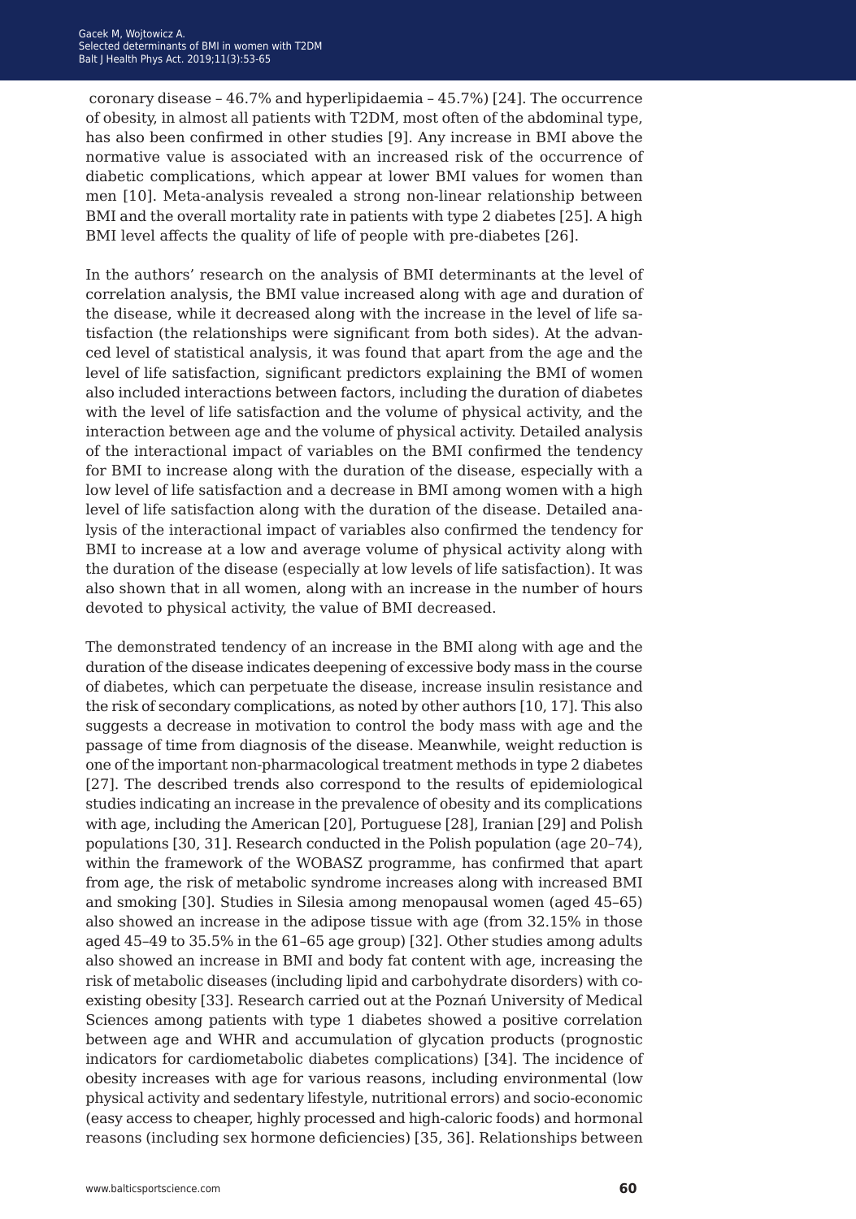coronary disease – 46.7% and hyperlipidaemia – 45.7%) [24]. The occurrence of obesity, in almost all patients with T2DM, most often of the abdominal type, has also been confirmed in other studies [9]. Any increase in BMI above the normative value is associated with an increased risk of the occurrence of diabetic complications, which appear at lower BMI values for women than men [10]. Meta-analysis revealed a strong non-linear relationship between BMI and the overall mortality rate in patients with type 2 diabetes [25]. A high BMI level affects the quality of life of people with pre-diabetes [26].

In the authors' research on the analysis of BMI determinants at the level of correlation analysis, the BMI value increased along with age and duration of the disease, while it decreased along with the increase in the level of life satisfaction (the relationships were significant from both sides). At the advanced level of statistical analysis, it was found that apart from the age and the level of life satisfaction, significant predictors explaining the BMI of women also included interactions between factors, including the duration of diabetes with the level of life satisfaction and the volume of physical activity, and the interaction between age and the volume of physical activity. Detailed analysis of the interactional impact of variables on the BMI confirmed the tendency for BMI to increase along with the duration of the disease, especially with a low level of life satisfaction and a decrease in BMI among women with a high level of life satisfaction along with the duration of the disease. Detailed analysis of the interactional impact of variables also confirmed the tendency for BMI to increase at a low and average volume of physical activity along with the duration of the disease (especially at low levels of life satisfaction). It was also shown that in all women, along with an increase in the number of hours devoted to physical activity, the value of BMI decreased.

The demonstrated tendency of an increase in the BMI along with age and the duration of the disease indicates deepening of excessive body mass in the course of diabetes, which can perpetuate the disease, increase insulin resistance and the risk of secondary complications, as noted by other authors [10, 17]. This also suggests a decrease in motivation to control the body mass with age and the passage of time from diagnosis of the disease. Meanwhile, weight reduction is one of the important non-pharmacological treatment methods in type 2 diabetes [27]. The described trends also correspond to the results of epidemiological studies indicating an increase in the prevalence of obesity and its complications with age, including the American [20], Portuguese [28], Iranian [29] and Polish populations [30, 31]. Research conducted in the Polish population (age 20–74), within the framework of the WOBASZ programme, has confirmed that apart from age, the risk of metabolic syndrome increases along with increased BMI and smoking [30]. Studies in Silesia among menopausal women (aged 45–65) also showed an increase in the adipose tissue with age (from 32.15% in those aged 45–49 to 35.5% in the 61–65 age group) [32]. Other studies among adults also showed an increase in BMI and body fat content with age, increasing the risk of metabolic diseases (including lipid and carbohydrate disorders) with co-existing obesity [33]. Research carried out at the Poznań University of Medical Sciences among patients with type 1 diabetes showed a positive correlation between age and WHR and accumulation of glycation products (prognostic indicators for cardiometabolic diabetes complications) [34]. The incidence of obesity increases with age for various reasons, including environmental (low physical activity and sedentary lifestyle, nutritional errors) and socio-economic (easy access to cheaper, highly processed and high-caloric foods) and hormonal reasons (including sex hormone deficiencies) [35, 36]. Relationships between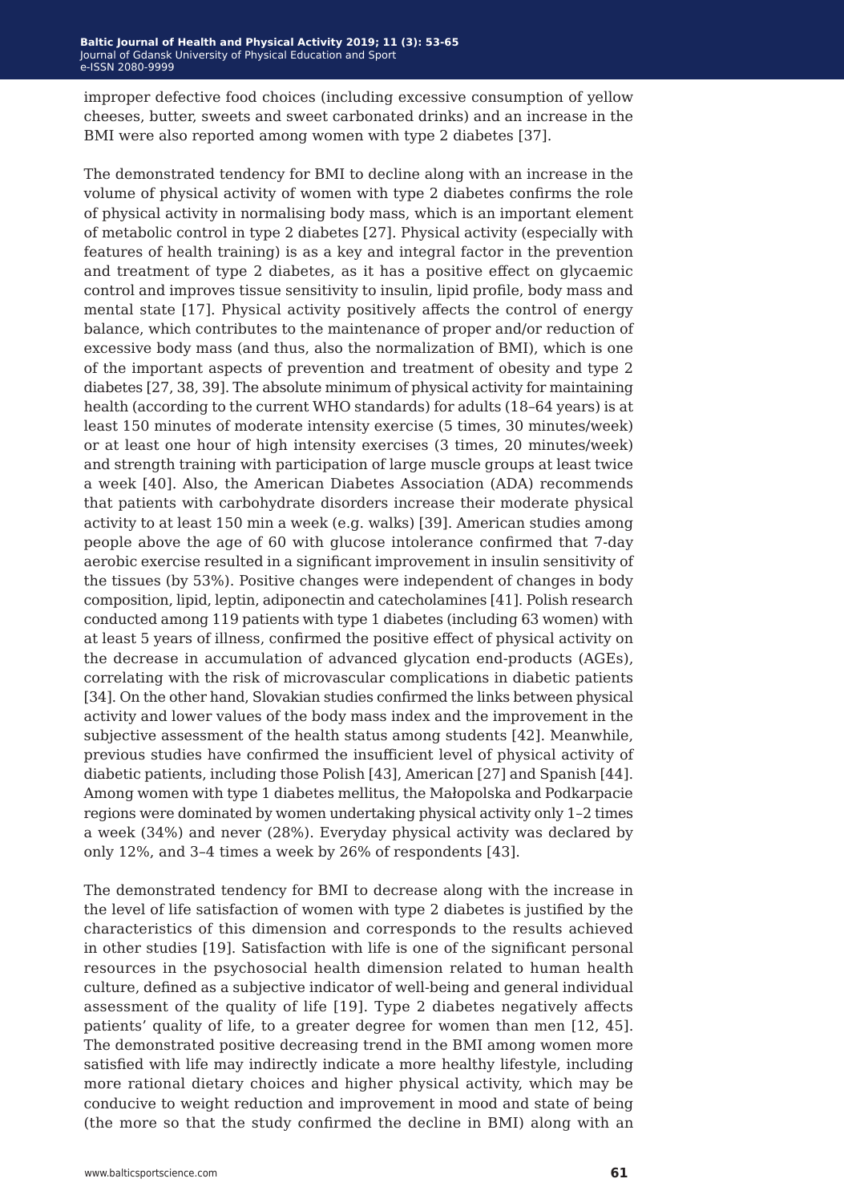improper defective food choices (including excessive consumption of yellow cheeses, butter, sweets and sweet carbonated drinks) and an increase in the BMI were also reported among women with type 2 diabetes [37].

The demonstrated tendency for BMI to decline along with an increase in the volume of physical activity of women with type 2 diabetes confirms the role of physical activity in normalising body mass, which is an important element of metabolic control in type 2 diabetes [27]. Physical activity (especially with features of health training) is as a key and integral factor in the prevention and treatment of type 2 diabetes, as it has a positive effect on glycaemic control and improves tissue sensitivity to insulin, lipid profile, body mass and mental state [17]. Physical activity positively affects the control of energy balance, which contributes to the maintenance of proper and/or reduction of excessive body mass (and thus, also the normalization of BMI), which is one of the important aspects of prevention and treatment of obesity and type 2 diabetes [27, 38, 39]. The absolute minimum of physical activity for maintaining health (according to the current WHO standards) for adults (18–64 years) is at least 150 minutes of moderate intensity exercise (5 times, 30 minutes/week) or at least one hour of high intensity exercises (3 times, 20 minutes/week) and strength training with participation of large muscle groups at least twice a week [40]. Also, the American Diabetes Association (ADA) recommends that patients with carbohydrate disorders increase their moderate physical activity to at least 150 min a week (e.g. walks) [39]. American studies among people above the age of 60 with glucose intolerance confirmed that 7-day aerobic exercise resulted in a significant improvement in insulin sensitivity of the tissues (by 53%). Positive changes were independent of changes in body composition, lipid, leptin, adiponectin and catecholamines [41]. Polish research conducted among 119 patients with type 1 diabetes (including 63 women) with at least 5 years of illness, confirmed the positive effect of physical activity on the decrease in accumulation of advanced glycation end-products (AGEs), correlating with the risk of microvascular complications in diabetic patients [34]. On the other hand, Slovakian studies confirmed the links between physical activity and lower values of the body mass index and the improvement in the subjective assessment of the health status among students [42]. Meanwhile, previous studies have confirmed the insufficient level of physical activity of diabetic patients, including those Polish [43], American [27] and Spanish [44]. Among women with type 1 diabetes mellitus, the Małopolska and Podkarpacie regions were dominated by women undertaking physical activity only 1–2 times a week (34%) and never (28%). Everyday physical activity was declared by only 12%, and 3–4 times a week by 26% of respondents [43].

The demonstrated tendency for BMI to decrease along with the increase in the level of life satisfaction of women with type 2 diabetes is justified by the characteristics of this dimension and corresponds to the results achieved in other studies [19]. Satisfaction with life is one of the significant personal resources in the psychosocial health dimension related to human health culture, defined as a subjective indicator of well-being and general individual assessment of the quality of life [19]. Type 2 diabetes negatively affects patients' quality of life, to a greater degree for women than men [12, 45]. The demonstrated positive decreasing trend in the BMI among women more satisfied with life may indirectly indicate a more healthy lifestyle, including more rational dietary choices and higher physical activity, which may be conducive to weight reduction and improvement in mood and state of being (the more so that the study confirmed the decline in BMI) along with an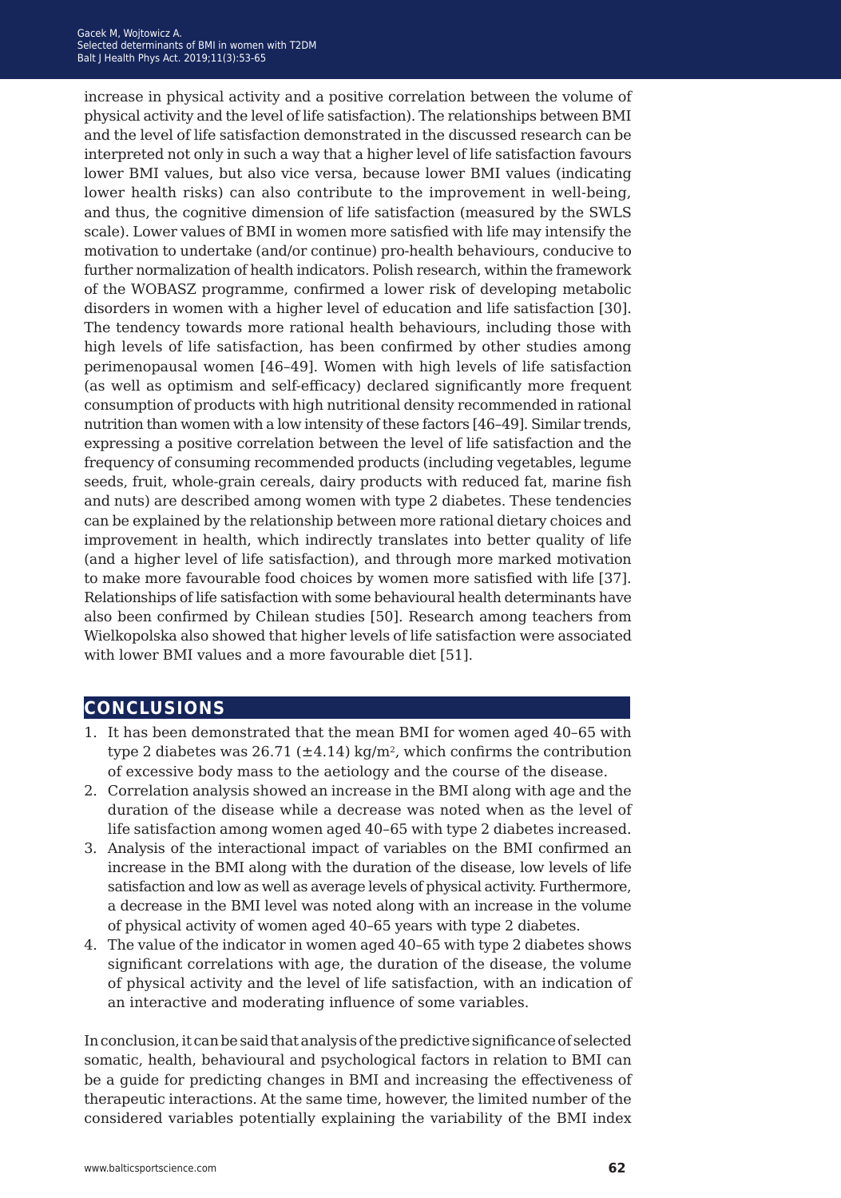increase in physical activity and a positive correlation between the volume of physical activity and the level of life satisfaction). The relationships between BMI and the level of life satisfaction demonstrated in the discussed research can be interpreted not only in such a way that a higher level of life satisfaction favours lower BMI values, but also vice versa, because lower BMI values (indicating lower health risks) can also contribute to the improvement in well-being, and thus, the cognitive dimension of life satisfaction (measured by the SWLS scale). Lower values of BMI in women more satisfied with life may intensify the motivation to undertake (and/or continue) pro-health behaviours, conducive to further normalization of health indicators. Polish research, within the framework of the WOBASZ programme, confirmed a lower risk of developing metabolic disorders in women with a higher level of education and life satisfaction [30]. The tendency towards more rational health behaviours, including those with high levels of life satisfaction, has been confirmed by other studies among perimenopausal women [46–49]. Women with high levels of life satisfaction (as well as optimism and self-efficacy) declared significantly more frequent consumption of products with high nutritional density recommended in rational nutrition than women with a low intensity of these factors [46–49]. Similar trends, expressing a positive correlation between the level of life satisfaction and the frequency of consuming recommended products (including vegetables, legume seeds, fruit, whole-grain cereals, dairy products with reduced fat, marine fish and nuts) are described among women with type 2 diabetes. These tendencies can be explained by the relationship between more rational dietary choices and improvement in health, which indirectly translates into better quality of life (and a higher level of life satisfaction), and through more marked motivation to make more favourable food choices by women more satisfied with life [37]. Relationships of life satisfaction with some behavioural health determinants have also been confirmed by Chilean studies [50]. Research among teachers from Wielkopolska also showed that higher levels of life satisfaction were associated with lower BMI values and a more favourable diet [51].

## CONCLUSIONS

1. It has been demonstrated that the mean BMI for women aged 40–65 with type 2 diabetes was 26.71 (±4.14) kg/m$^2$, which confirms the contribution of excessive body mass to the aetiology and the course of the disease.
2. Correlation analysis showed an increase in the BMI along with age and the duration of the disease while a decrease was noted when as the level of life satisfaction among women aged 40–65 with type 2 diabetes increased.
3. Analysis of the interactional impact of variables on the BMI confirmed an increase in the BMI along with the duration of the disease, low levels of life satisfaction and low as well as average levels of physical activity. Furthermore, a decrease in the BMI level was noted along with an increase in the volume of physical activity of women aged 40–65 years with type 2 diabetes.
4. The value of the indicator in women aged 40–65 with type 2 diabetes shows significant correlations with age, the duration of the disease, the volume of physical activity and the level of life satisfaction, with an indication of an interactive and moderating influence of some variables.

In conclusion, it can be said that analysis of the predictive significance of selected somatic, health, behavioural and psychological factors in relation to BMI can be a guide for predicting changes in BMI and increasing the effectiveness of therapeutic interactions. At the same time, however, the limited number of the considered variables potentially explaining the variability of the BMI index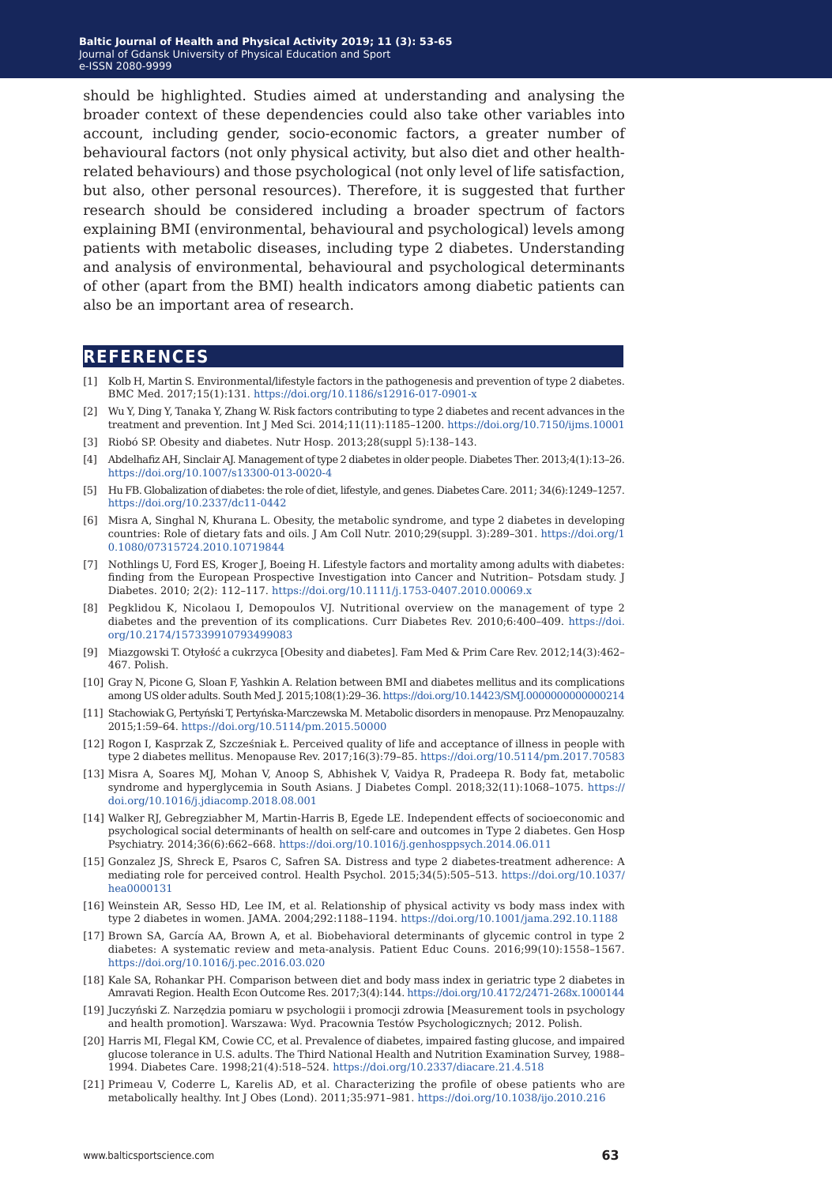should be highlighted. Studies aimed at understanding and analysing the broader context of these dependencies could also take other variables into account, including gender, socio-economic factors, a greater number of behavioural factors (not only physical activity, but also diet and other health-related behaviours) and those psychological (not only level of life satisfaction, but also, other personal resources). Therefore, it is suggested that further research should be considered including a broader spectrum of factors explaining BMI (environmental, behavioural and psychological) levels among patients with metabolic diseases, including type 2 diabetes. Understanding and analysis of environmental, behavioural and psychological determinants of other (apart from the BMI) health indicators among diabetic patients can also be an important area of research.

## REFERENCES

[1] Kolb H, Martin S. Environmental/lifestyle factors in the pathogenesis and prevention of type 2 diabetes. BMC Med. 2017;15(1):131. https://doi.org/10.1186/s12916-017-0901-x

[2] Wu Y, Ding Y, Tanaka Y, Zhang W. Risk factors contributing to type 2 diabetes and recent advances in the treatment and prevention. Int J Med Sci. 2014;11(11):1185–1200. https://doi.org/10.7150/ijms.10001

[3] Riobó SP. Obesity and diabetes. Nutr Hosp. 2013;28(suppl 5):138–143.

[4] Abdelhafiz AH, Sinclair AJ. Management of type 2 diabetes in older people. Diabetes Ther. 2013;4(1):13–26. https://doi.org/10.1007/s13300-013-0020-4

[5] Hu FB. Globalization of diabetes: the role of diet, lifestyle, and genes. Diabetes Care. 2011; 34(6):1249–1257. https://doi.org/10.2337/dc11-0442

[6] Misra A, Singhal N, Khurana L. Obesity, the metabolic syndrome, and type 2 diabetes in developing countries: Role of dietary fats and oils. J Am Coll Nutr. 2010;29(suppl. 3):289–301. https://doi.org/10.1080/07315724.2010.10719844

[7] Nothlings U, Ford ES, Kroger J, Boeing H. Lifestyle factors and mortality among adults with diabetes: finding from the European Prospective Investigation into Cancer and Nutrition– Potsdam study. J Diabetes. 2010; 2(2): 112–117. https://doi.org/10.1111/j.1753-0407.2010.00069.x

[8] Pegklidou K, Nicolaou I, Demopoulos VJ. Nutritional overview on the management of type 2 diabetes and the prevention of its complications. Curr Diabetes Rev. 2010;6:400–409. https://doi.org/10.2174/157339910793499083

[9] Miazgowski T. Otyłość a cukrzyca [Obesity and diabetes]. Fam Med & Prim Care Rev. 2012;14(3):462–467. Polish.

[10] Gray N, Picone G, Sloan F, Yashkin A. Relation between BMI and diabetes mellitus and its complications among US older adults. South Med J. 2015;108(1):29–36. https://doi.org/10.14423/SMJ.0000000000000214

[11] Stachowiak G, Pertyński T, Pertyńska-Marczewska M. Metabolic disorders in menopause. Prz Menopauzalny. 2015;1:59–64. https://doi.org/10.5114/pm.2015.50000

[12] Rogon I, Kasprzak Z, Szcześniak Ł. Perceived quality of life and acceptance of illness in people with type 2 diabetes mellitus. Menopause Rev. 2017;16(3):79–85. https://doi.org/10.5114/pm.2017.70583

[13] Misra A, Soares MJ, Mohan V, Anoop S, Abhishek V, Vaidya R, Pradeepa R. Body fat, metabolic syndrome and hyperglycemia in South Asians. J Diabetes Compl. 2018;32(11):1068–1075. https://doi.org/10.1016/j.jdiacomp.2018.08.001

[14] Walker RJ, Gebregziabher M, Martin-Harris B, Egede LE. Independent effects of socioeconomic and psychological social determinants of health on self-care and outcomes in Type 2 diabetes. Gen Hosp Psychiatry. 2014;36(6):662–668. https://doi.org/10.1016/j.genhosppsych.2014.06.011

[15] Gonzalez JS, Shreck E, Psaros C, Safren SA. Distress and type 2 diabetes-treatment adherence: A mediating role for perceived control. Health Psychol. 2015;34(5):505–513. https://doi.org/10.1037/hea0000131

[16] Weinstein AR, Sesso HD, Lee IM, et al. Relationship of physical activity vs body mass index with type 2 diabetes in women. JAMA. 2004;292:1188–1194. https://doi.org/10.1001/jama.292.10.1188

[17] Brown SA, García AA, Brown A, et al. Biobehavioral determinants of glycemic control in type 2 diabetes: A systematic review and meta-analysis. Patient Educ Couns. 2016;99(10):1558–1567. https://doi.org/10.1016/j.pec.2016.03.020

[18] Kale SA, Rohankar PH. Comparison between diet and body mass index in geriatric type 2 diabetes in Amravati Region. Health Econ Outcome Res. 2017;3(4):144. https://doi.org/10.4172/2471-268x.1000144

[19] Juczyński Z. Narzędzia pomiaru w psychologii i promocji zdrowia [Measurement tools in psychology and health promotion]. Warszawa: Wyd. Pracownia Testów Psychologicznych; 2012. Polish.

[20] Harris MI, Flegal KM, Cowie CC, et al. Prevalence of diabetes, impaired fasting glucose, and impaired glucose tolerance in U.S. adults. The Third National Health and Nutrition Examination Survey, 1988–1994. Diabetes Care. 1998;21(4):518–524. https://doi.org/10.2337/diacare.21.4.518

[21] Primeau V, Coderre L, Karelis AD, et al. Characterizing the profile of obese patients who are metabolically healthy. Int J Obes (Lond). 2011;35:971–981. https://doi.org/10.1038/ijo.2010.216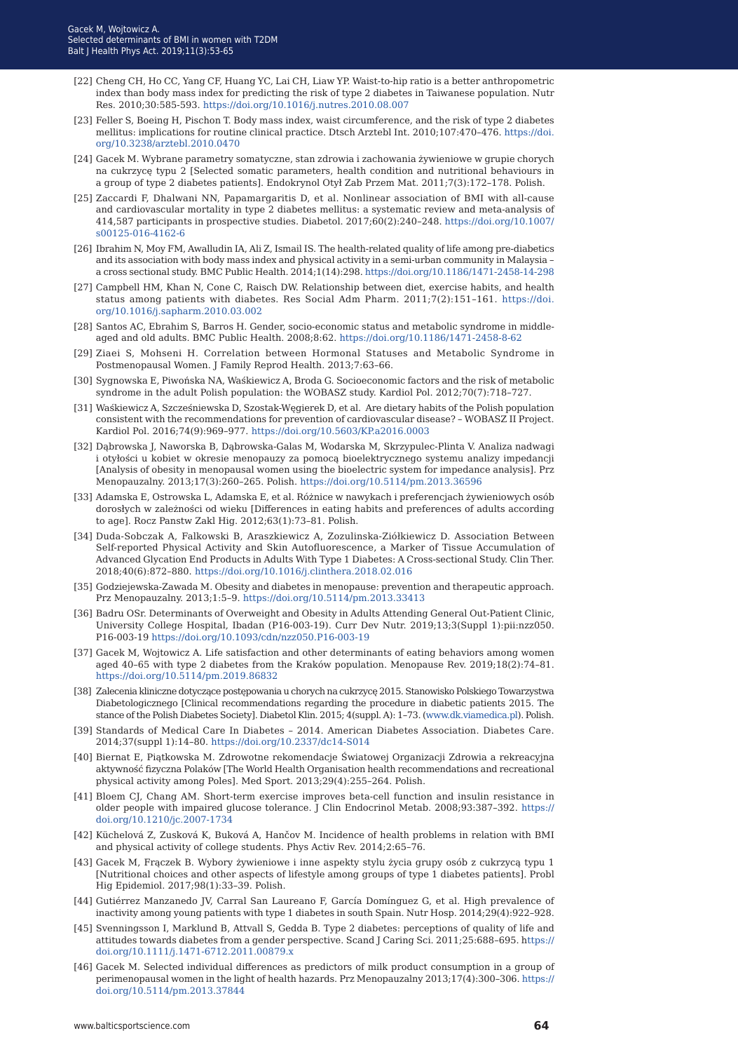[22] Cheng CH, Ho CC, Yang CF, Huang YC, Lai CH, Liaw YP. Waist-to-hip ratio is a better anthropometric index than body mass index for predicting the risk of type 2 diabetes in Taiwanese population. Nutr Res. 2010;30:585-593. https://doi.org/10.1016/j.nutres.2010.08.007

[23] Feller S, Boeing H, Pischon T. Body mass index, waist circumference, and the risk of type 2 diabetes mellitus: implications for routine clinical practice. Dtsch Arztebl Int. 2010;107:470–476. https://doi.org/10.3238/arztebl.2010.0470

[24] Gacek M. Wybrane parametry somatyczne, stan zdrowia i zachowania żywieniowe w grupie chorych na cukrzycę typu 2 [Selected somatic parameters, health condition and nutritional behaviours in a group of type 2 diabetes patients]. Endokrynol Otył Zab Przem Mat. 2011;7(3):172–178. Polish.

[25] Zaccardi F, Dhalwani NN, Papamargaritis D, et al. Nonlinear association of BMI with all-cause and cardiovascular mortality in type 2 diabetes mellitus: a systematic review and meta-analysis of 414,587 participants in prospective studies. Diabetol. 2017;60(2):240–248. https://doi.org/10.1007/s00125-016-4162-6

[26] Ibrahim N, Moy FM, Awalludin IA, Ali Z, Ismail IS. The health-related quality of life among pre-diabetics and its association with body mass index and physical activity in a semi-urban community in Malaysia – a cross sectional study. BMC Public Health. 2014;1(14):298. https://doi.org/10.1186/1471-2458-14-298

[27] Campbell HM, Khan N, Cone C, Raisch DW. Relationship between diet, exercise habits, and health status among patients with diabetes. Res Social Adm Pharm. 2011;7(2):151–161. https://doi.org/10.1016/j.sapharm.2010.03.002

[28] Santos AC, Ebrahim S, Barros H. Gender, socio-economic status and metabolic syndrome in middle-aged and old adults. BMC Public Health. 2008;8:62. https://doi.org/10.1186/1471-2458-8-62

[29] Ziaei S, Mohseni H. Correlation between Hormonal Statuses and Metabolic Syndrome in Postmenopausal Women. J Family Reprod Health. 2013;7:63–66.

[30] Sygnowska E, Piwońska NA, Waśkiewicz A, Broda G. Socioeconomic factors and the risk of metabolic syndrome in the adult Polish population: the WOBASZ study. Kardiol Pol. 2012;70(7):718–727.

[31] Waśkiewicz A, Szcześniewska D, Szostak-Węgierek D, et al. Are dietary habits of the Polish population consistent with the recommendations for prevention of cardiovascular disease? – WOBASZ II Project. Kardiol Pol. 2016;74(9):969–977. https://doi.org/10.5603/KP.a2016.0003

[32] Dąbrowska J, Naworska B, Dąbrowska-Galas M, Wodarska M, Skrzypulec-Plinta V. Analiza nadwagi i otyłości u kobiet w okresie menopauzy za pomocą bioelektrycznego systemu analizy impedancji [Analysis of obesity in menopausal women using the bioelectric system for impedance analysis]. Prz Menopauzalny. 2013;17(3):260–265. Polish. https://doi.org/10.5114/pm.2013.36596

[33] Adamska E, Ostrowska L, Adamska E, et al. Różnice w nawykach i preferencjach żywieniowych osób dorosłych w zależności od wieku [Differences in eating habits and preferences of adults according to age]. Rocz Panstw Zakl Hig. 2012;63(1):73–81. Polish.

[34] Duda-Sobczak A, Falkowski B, Araszkiewicz A, Zozulinska-Ziółkiewicz D. Association Between Self-reported Physical Activity and Skin Autofluorescence, a Marker of Tissue Accumulation of Advanced Glycation End Products in Adults With Type 1 Diabetes: A Cross-sectional Study. Clin Ther. 2018;40(6):872–880. https://doi.org/10.1016/j.clinthera.2018.02.016

[35] Godziejewska-Zawada M. Obesity and diabetes in menopause: prevention and therapeutic approach. Prz Menopauzalny. 2013;1:5–9. https://doi.org/10.5114/pm.2013.33413

[36] Badru OSr. Determinants of Overweight and Obesity in Adults Attending General Out-Patient Clinic, University College Hospital, Ibadan (P16-003-19). Curr Dev Nutr. 2019;13;3(Suppl 1):pii:nzz050.P16-003-19 https://doi.org/10.1093/cdn/nzz050.P16-003-19

[37] Gacek M, Wojtowicz A. Life satisfaction and other determinants of eating behaviors among women aged 40–65 with type 2 diabetes from the Kraków population. Menopause Rev. 2019;18(2):74–81. https://doi.org/10.5114/pm.2019.86832

[38] Zalecenia kliniczne dotyczące postępowania u chorych na cukrzycę 2015. Stanowisko Polskiego Towarzystwa Diabetologicznego [Clinical recommendations regarding the procedure in diabetic patients 2015. The stance of the Polish Diabetes Society]. Diabetol Klin. 2015; 4(suppl. A): 1–73. (www.dk.viamedica.pl). Polish.

[39] Standards of Medical Care In Diabetes – 2014. American Diabetes Association. Diabetes Care. 2014;37(suppl 1):14–80. https://doi.org/10.2337/dc14-S014

[40] Biernat E, Piątkowska M. Zdrowotne rekomendacje Światowej Organizacji Zdrowia a rekreacyjna aktywność fizyczna Polaków [The World Health Organisation health recommendations and recreational physical activity among Poles]. Med Sport. 2013;29(4):255–264. Polish.

[41] Bloem CJ, Chang AM. Short-term exercise improves beta-cell function and insulin resistance in older people with impaired glucose tolerance. J Clin Endocrinol Metab. 2008;93:387–392. https://doi.org/10.1210/jc.2007-1734

[42] Küchelová Z, Zusková K, Buková A, Hančov M. Incidence of health problems in relation with BMI and physical activity of college students. Phys Activ Rev. 2014;2:65–76.

[43] Gacek M, Frączek B. Wybory żywieniowe i inne aspekty stylu życia grupy osób z cukrzycą typu 1 [Nutritional choices and other aspects of lifestyle among groups of type 1 diabetes patients]. Probl Hig Epidemiol. 2017;98(1):33–39. Polish.

[44] Gutiérrez Manzanedo JV, Carral San Laureano F, García Domínguez G, et al. High prevalence of inactivity among young patients with type 1 diabetes in south Spain. Nutr Hosp. 2014;29(4):922–928.

[45] Svenningsson I, Marklund B, Attvall S, Gedda B. Type 2 diabetes: perceptions of quality of life and attitudes towards diabetes from a gender perspective. Scand J Caring Sci. 2011;25:688–695. https://doi.org/10.1111/j.1471-6712.2011.00879.x

[46] Gacek M. Selected individual differences as predictors of milk product consumption in a group of perimenopausal women in the light of health hazards. Prz Menopauzalny 2013;17(4):300–306. https://doi.org/10.5114/pm.2013.37844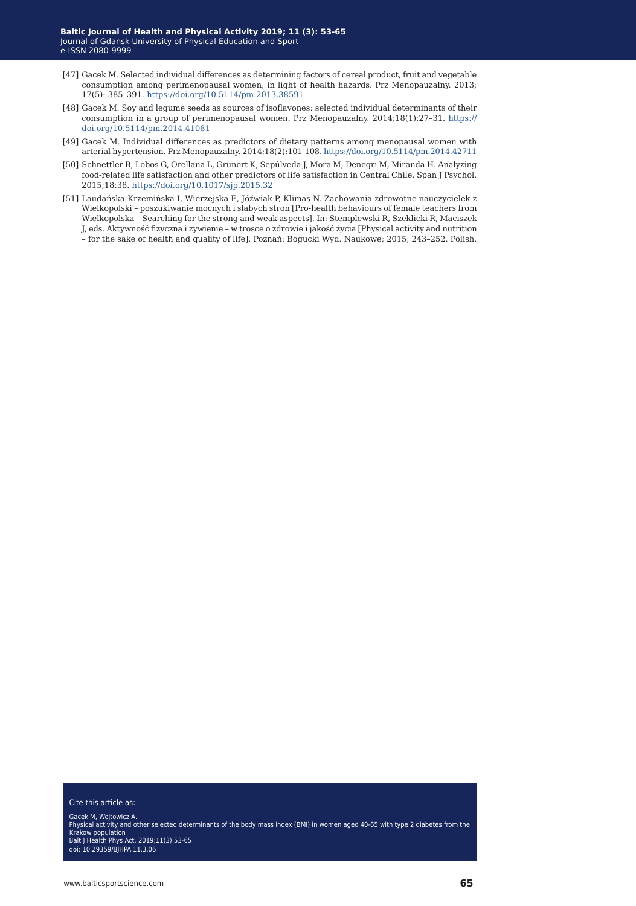[47] Gacek M. Selected individual differences as determining factors of cereal product, fruit and vegetable consumption among perimenopausal women, in light of health hazards. Prz Menopauzalny. 2013; 17(5): 385–391. https://doi.org/10.5114/pm.2013.38591

[48] Gacek M. Soy and legume seeds as sources of isoflavones: selected individual determinants of their consumption in a group of perimenopausal women. Prz Menopauzalny. 2014;18(1):27–31. https://doi.org/10.5114/pm.2014.41081

[49] Gacek M. Individual differences as predictors of dietary patterns among menopausal women with arterial hypertension. Prz Menopauzalny. 2014;18(2):101-108. https://doi.org/10.5114/pm.2014.42711

[50] Schnettler B, Lobos G, Orellana L, Grunert K, Sepúlveda J, Mora M, Denegri M, Miranda H. Analyzing food-related life satisfaction and other predictors of life satisfaction in Central Chile. Span J Psychol. 2015;18:38. https://doi.org/10.1017/sjp.2015.32

[51] Laudańska-Krzemińska I, Wierzejska E, Jóźwiak P, Klimas N. Zachowania zdrowotne nauczycielek z Wielkopolski – poszukiwanie mocnych i słabych stron [Pro-health behaviours of female teachers from Wielkopolska – Searching for the strong and weak aspects]. In: Stemplewski R, Szeklicki R, Maciszek J, eds. Aktywność fizyczna i żywienie – w trosce o zdrowie i jakość życia [Physical activity and nutrition – for the sake of health and quality of life]. Poznań: Bogucki Wyd. Naukowe; 2015, 243–252. Polish.

Cite this article as:

Gacek M, Wojtowicz A.
Physical activity and other selected determinants of the body mass index (BMI) in women aged 40-65 with type 2 diabetes from the Krakow population
Balt J Health Phys Act. 2019;11(3):53-65
doi: 10.29359/BJHPA.11.3.06